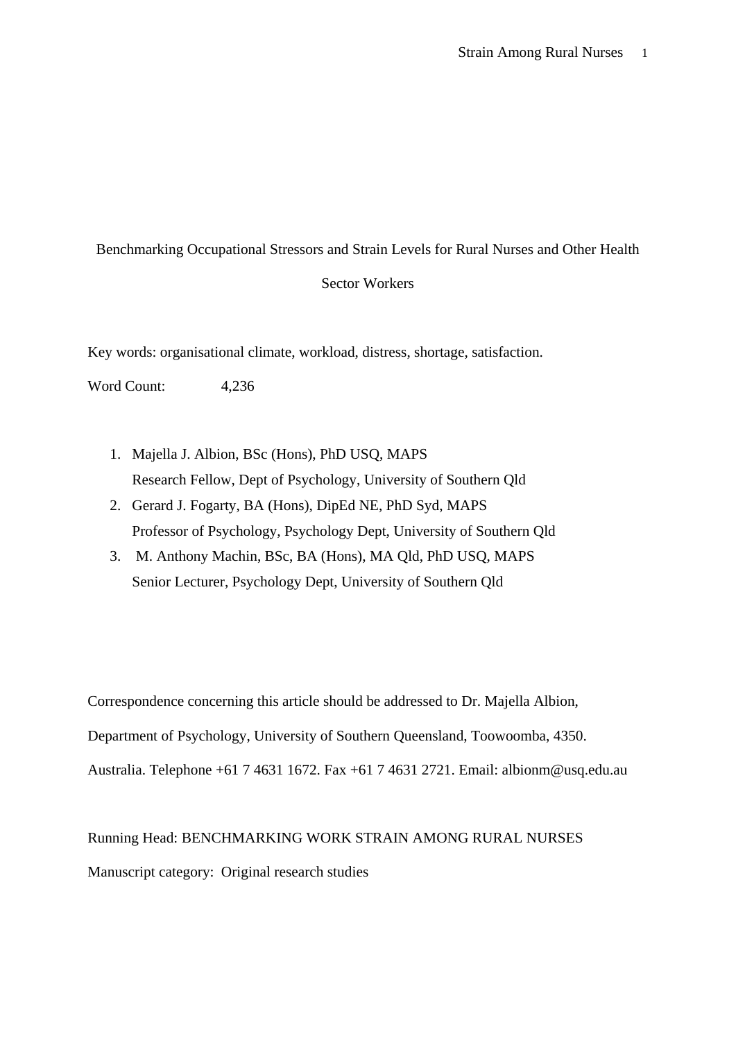# Benchmarking Occupational Stressors and Strain Levels for Rural Nurses and Other Health Sector Workers

Key words: organisational climate, workload, distress, shortage, satisfaction.

Word Count: 4,236

1. Majella J. Albion, BSc (Hons), PhD USQ, MAPS
   Research Fellow, Dept of Psychology, University of Southern Qld
2. Gerard J. Fogarty, BA (Hons), DipEd NE, PhD Syd, MAPS
   Professor of Psychology, Psychology Dept, University of Southern Qld
3. M. Anthony Machin, BSc, BA (Hons), MA Qld, PhD USQ, MAPS
   Senior Lecturer, Psychology Dept, University of Southern Qld

Correspondence concerning this article should be addressed to Dr. Majella Albion, Department of Psychology, University of Southern Queensland, Toowoomba, 4350. Australia. Telephone +61 7 4631 1672. Fax +61 7 4631 2721. Email: albionm@usq.edu.au

Running Head: BENCHMARKING WORK STRAIN AMONG RURAL NURSES

Manuscript category: Original research studies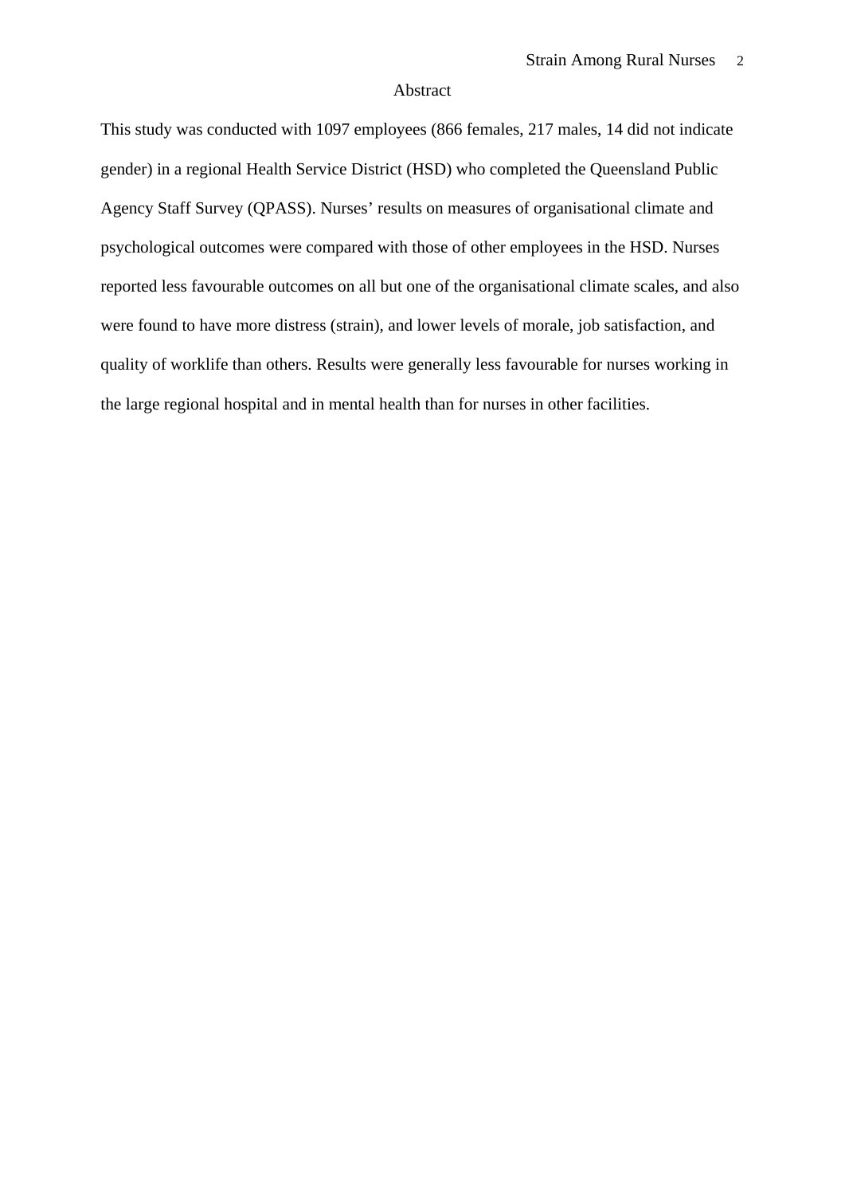## Abstract

This study was conducted with 1097 employees (866 females, 217 males, 14 did not indicate gender) in a regional Health Service District (HSD) who completed the Queensland Public Agency Staff Survey (QPASS). Nurses' results on measures of organisational climate and psychological outcomes were compared with those of other employees in the HSD. Nurses reported less favourable outcomes on all but one of the organisational climate scales, and also were found to have more distress (strain), and lower levels of morale, job satisfaction, and quality of worklife than others. Results were generally less favourable for nurses working in the large regional hospital and in mental health than for nurses in other facilities.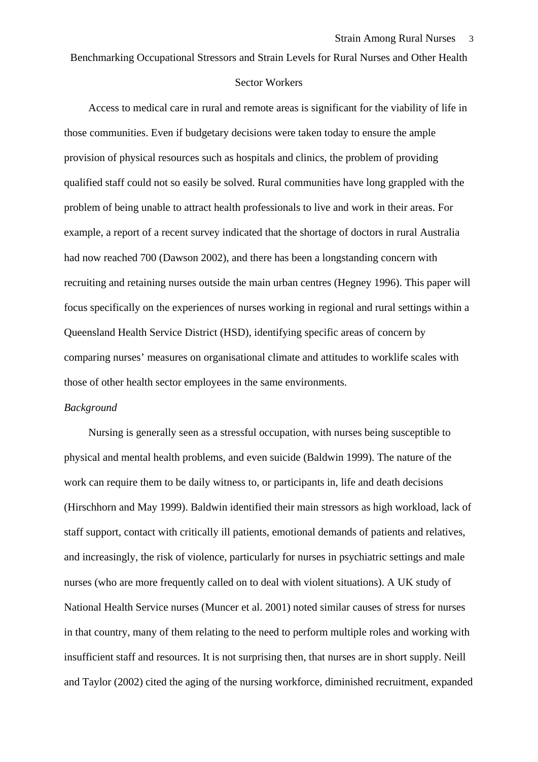# Benchmarking Occupational Stressors and Strain Levels for Rural Nurses and Other Health Sector Workers

Access to medical care in rural and remote areas is significant for the viability of life in those communities. Even if budgetary decisions were taken today to ensure the ample provision of physical resources such as hospitals and clinics, the problem of providing qualified staff could not so easily be solved. Rural communities have long grappled with the problem of being unable to attract health professionals to live and work in their areas. For example, a report of a recent survey indicated that the shortage of doctors in rural Australia had now reached 700 (Dawson 2002), and there has been a longstanding concern with recruiting and retaining nurses outside the main urban centres (Hegney 1996). This paper will focus specifically on the experiences of nurses working in regional and rural settings within a Queensland Health Service District (HSD), identifying specific areas of concern by comparing nurses' measures on organisational climate and attitudes to worklife scales with those of other health sector employees in the same environments.

*Background*

Nursing is generally seen as a stressful occupation, with nurses being susceptible to physical and mental health problems, and even suicide (Baldwin 1999). The nature of the work can require them to be daily witness to, or participants in, life and death decisions (Hirschhorn and May 1999). Baldwin identified their main stressors as high workload, lack of staff support, contact with critically ill patients, emotional demands of patients and relatives, and increasingly, the risk of violence, particularly for nurses in psychiatric settings and male nurses (who are more frequently called on to deal with violent situations). A UK study of National Health Service nurses (Muncer et al. 2001) noted similar causes of stress for nurses in that country, many of them relating to the need to perform multiple roles and working with insufficient staff and resources. It is not surprising then, that nurses are in short supply. Neill and Taylor (2002) cited the aging of the nursing workforce, diminished recruitment, expanded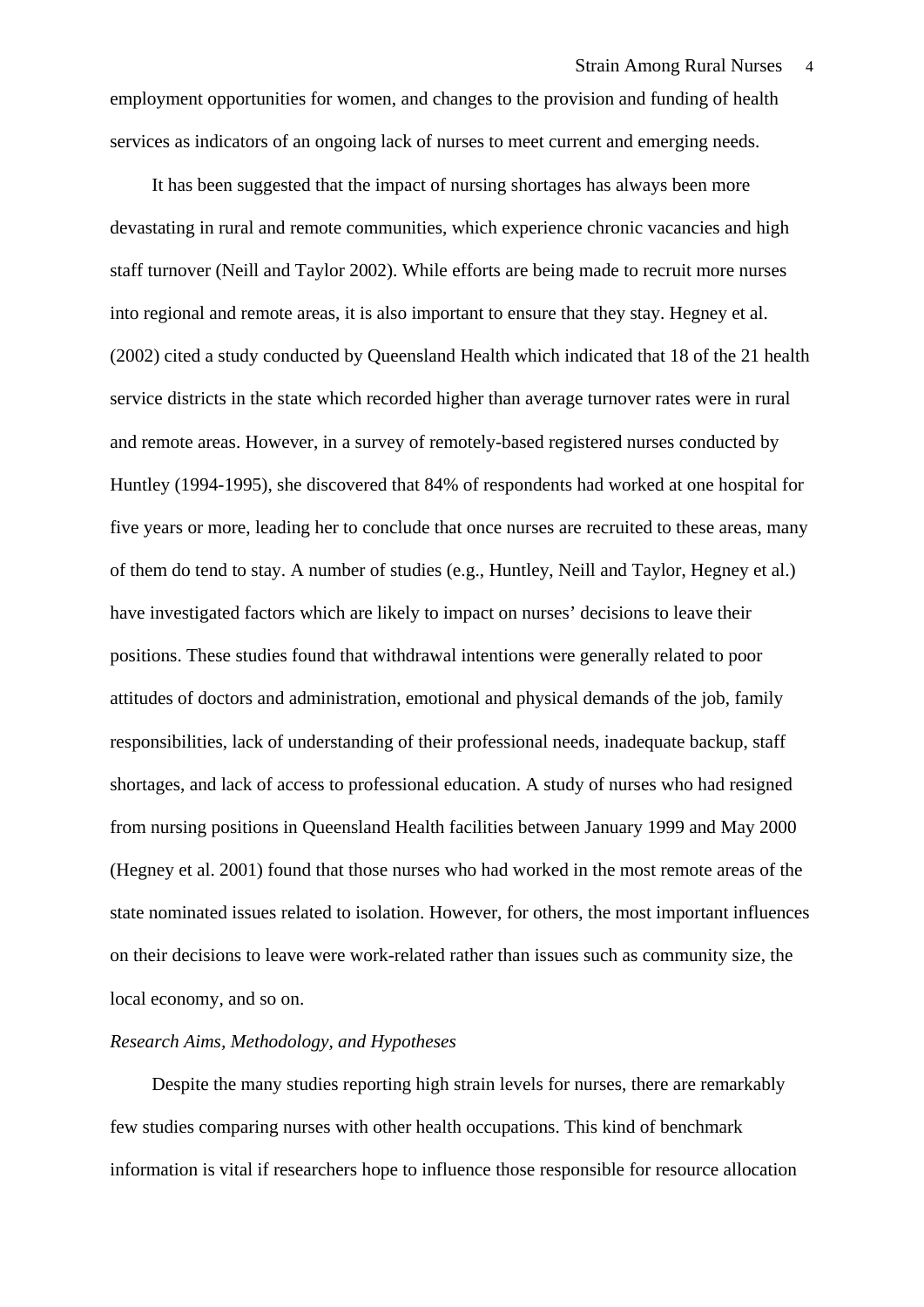employment opportunities for women, and changes to the provision and funding of health services as indicators of an ongoing lack of nurses to meet current and emerging needs.

It has been suggested that the impact of nursing shortages has always been more devastating in rural and remote communities, which experience chronic vacancies and high staff turnover (Neill and Taylor 2002). While efforts are being made to recruit more nurses into regional and remote areas, it is also important to ensure that they stay. Hegney et al. (2002) cited a study conducted by Queensland Health which indicated that 18 of the 21 health service districts in the state which recorded higher than average turnover rates were in rural and remote areas. However, in a survey of remotely-based registered nurses conducted by Huntley (1994-1995), she discovered that 84% of respondents had worked at one hospital for five years or more, leading her to conclude that once nurses are recruited to these areas, many of them do tend to stay. A number of studies (e.g., Huntley, Neill and Taylor, Hegney et al.) have investigated factors which are likely to impact on nurses' decisions to leave their positions. These studies found that withdrawal intentions were generally related to poor attitudes of doctors and administration, emotional and physical demands of the job, family responsibilities, lack of understanding of their professional needs, inadequate backup, staff shortages, and lack of access to professional education. A study of nurses who had resigned from nursing positions in Queensland Health facilities between January 1999 and May 2000 (Hegney et al. 2001) found that those nurses who had worked in the most remote areas of the state nominated issues related to isolation. However, for others, the most important influences on their decisions to leave were work-related rather than issues such as community size, the local economy, and so on.

*Research Aims, Methodology, and Hypotheses*

Despite the many studies reporting high strain levels for nurses, there are remarkably few studies comparing nurses with other health occupations. This kind of benchmark information is vital if researchers hope to influence those responsible for resource allocation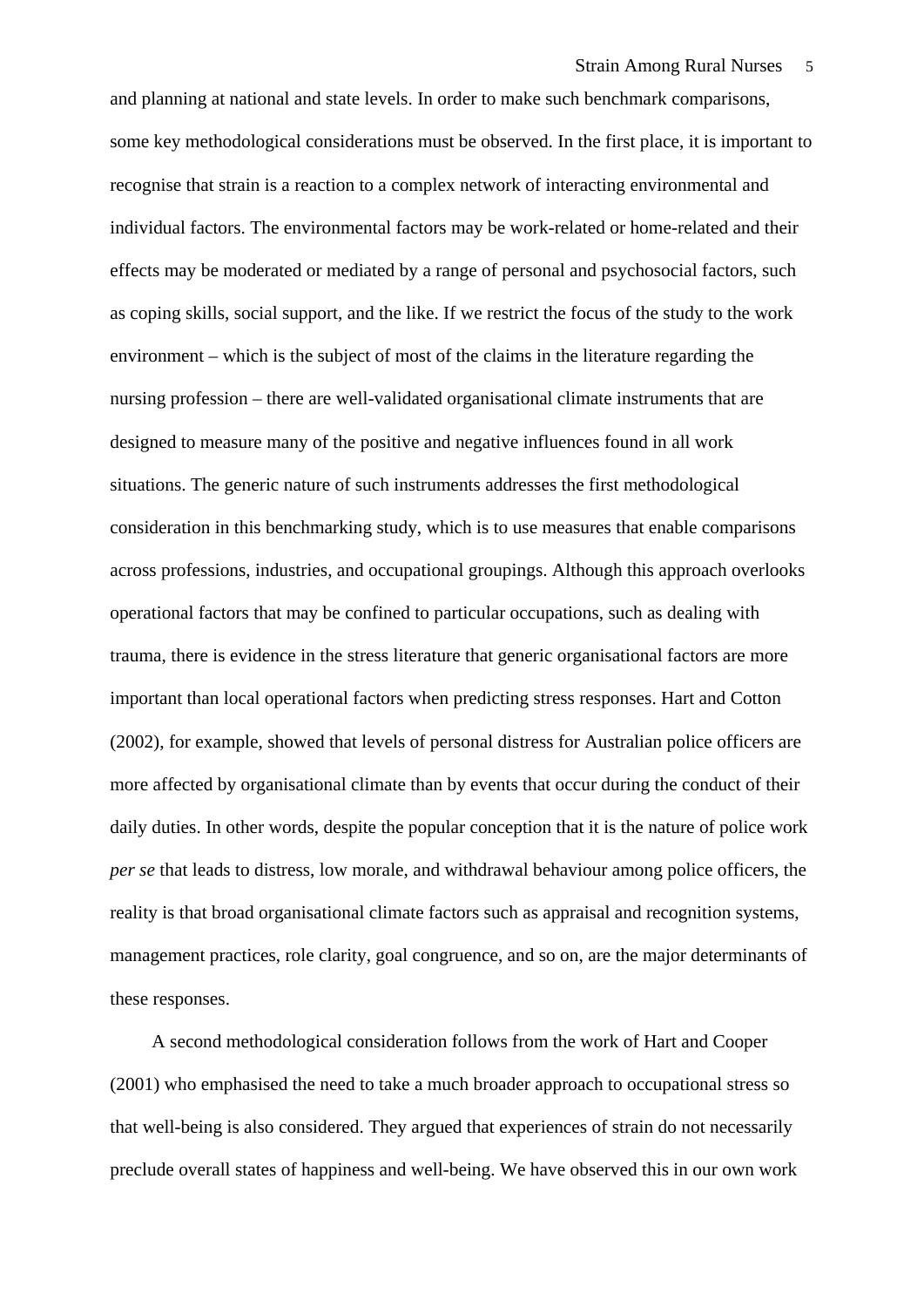and planning at national and state levels. In order to make such benchmark comparisons, some key methodological considerations must be observed. In the first place, it is important to recognise that strain is a reaction to a complex network of interacting environmental and individual factors. The environmental factors may be work-related or home-related and their effects may be moderated or mediated by a range of personal and psychosocial factors, such as coping skills, social support, and the like. If we restrict the focus of the study to the work environment – which is the subject of most of the claims in the literature regarding the nursing profession – there are well-validated organisational climate instruments that are designed to measure many of the positive and negative influences found in all work situations. The generic nature of such instruments addresses the first methodological consideration in this benchmarking study, which is to use measures that enable comparisons across professions, industries, and occupational groupings. Although this approach overlooks operational factors that may be confined to particular occupations, such as dealing with trauma, there is evidence in the stress literature that generic organisational factors are more important than local operational factors when predicting stress responses. Hart and Cotton (2002), for example, showed that levels of personal distress for Australian police officers are more affected by organisational climate than by events that occur during the conduct of their daily duties. In other words, despite the popular conception that it is the nature of police work *per se* that leads to distress, low morale, and withdrawal behaviour among police officers, the reality is that broad organisational climate factors such as appraisal and recognition systems, management practices, role clarity, goal congruence, and so on, are the major determinants of these responses.

A second methodological consideration follows from the work of Hart and Cooper (2001) who emphasised the need to take a much broader approach to occupational stress so that well-being is also considered. They argued that experiences of strain do not necessarily preclude overall states of happiness and well-being. We have observed this in our own work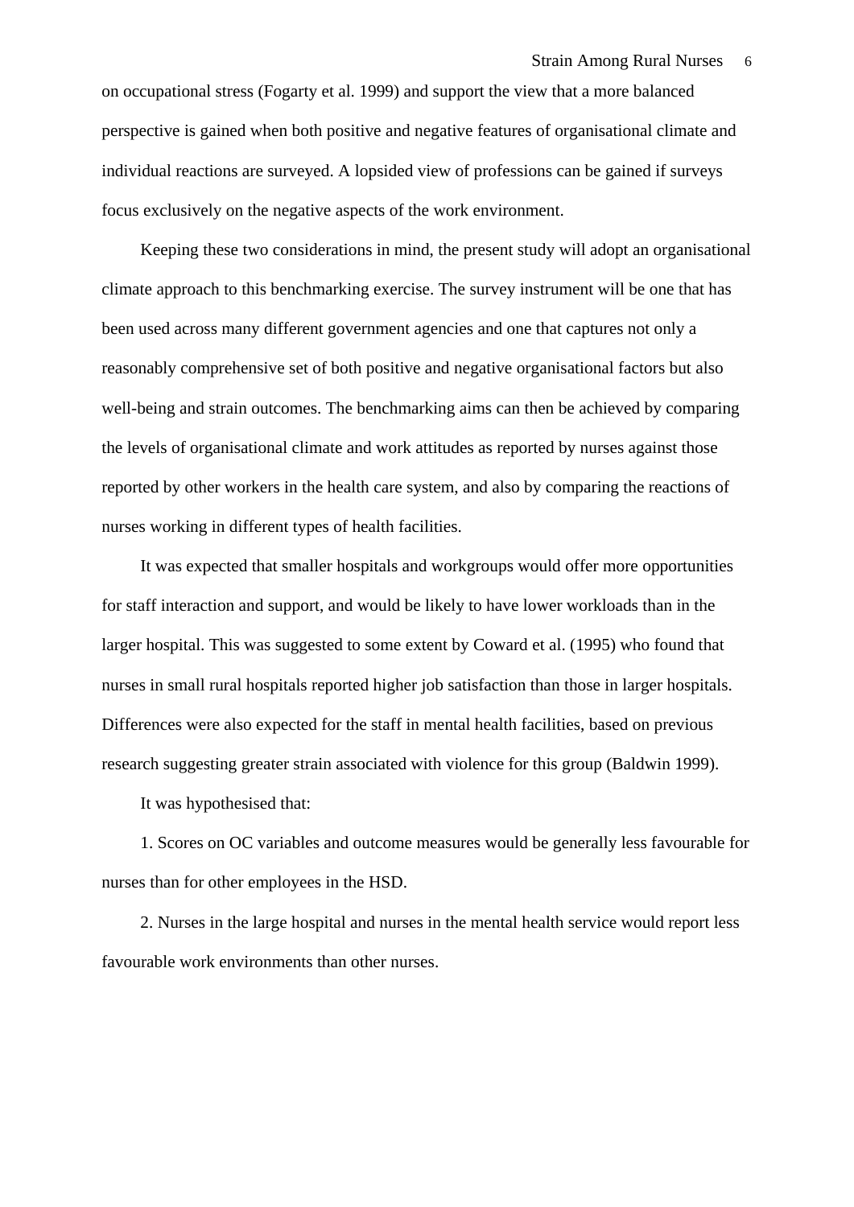on occupational stress (Fogarty et al. 1999) and support the view that a more balanced perspective is gained when both positive and negative features of organisational climate and individual reactions are surveyed. A lopsided view of professions can be gained if surveys focus exclusively on the negative aspects of the work environment.

Keeping these two considerations in mind, the present study will adopt an organisational climate approach to this benchmarking exercise. The survey instrument will be one that has been used across many different government agencies and one that captures not only a reasonably comprehensive set of both positive and negative organisational factors but also well-being and strain outcomes. The benchmarking aims can then be achieved by comparing the levels of organisational climate and work attitudes as reported by nurses against those reported by other workers in the health care system, and also by comparing the reactions of nurses working in different types of health facilities.

It was expected that smaller hospitals and workgroups would offer more opportunities for staff interaction and support, and would be likely to have lower workloads than in the larger hospital. This was suggested to some extent by Coward et al. (1995) who found that nurses in small rural hospitals reported higher job satisfaction than those in larger hospitals. Differences were also expected for the staff in mental health facilities, based on previous research suggesting greater strain associated with violence for this group (Baldwin 1999).

It was hypothesised that:

1. Scores on OC variables and outcome measures would be generally less favourable for nurses than for other employees in the HSD.

2. Nurses in the large hospital and nurses in the mental health service would report less favourable work environments than other nurses.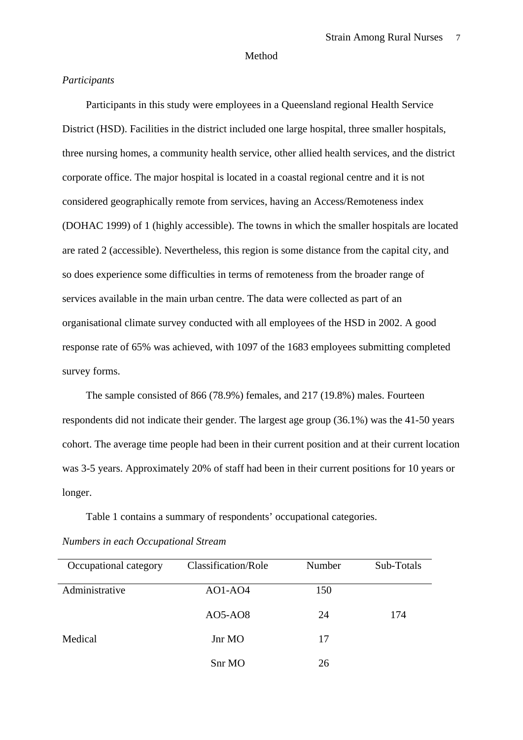# Method

*Participants*

Participants in this study were employees in a Queensland regional Health Service District (HSD). Facilities in the district included one large hospital, three smaller hospitals, three nursing homes, a community health service, other allied health services, and the district corporate office. The major hospital is located in a coastal regional centre and it is not considered geographically remote from services, having an Access/Remoteness index (DOHAC 1999) of 1 (highly accessible). The towns in which the smaller hospitals are located are rated 2 (accessible). Nevertheless, this region is some distance from the capital city, and so does experience some difficulties in terms of remoteness from the broader range of services available in the main urban centre. The data were collected as part of an organisational climate survey conducted with all employees of the HSD in 2002. A good response rate of 65% was achieved, with 1097 of the 1683 employees submitting completed survey forms.

The sample consisted of 866 (78.9%) females, and 217 (19.8%) males. Fourteen respondents did not indicate their gender. The largest age group (36.1%) was the 41-50 years cohort. The average time people had been in their current position and at their current location was 3-5 years. Approximately 20% of staff had been in their current positions for 10 years or longer.

Table 1 contains a summary of respondents' occupational categories.

*Numbers in each Occupational Stream*

| Occupational category | Classification/Role | Number | Sub-Totals |
|---|---|---|---|
| Administrative | AO1-AO4 | 150 | |
| | AO5-AO8 | 24 | 174 |
| Medical | Jnr MO | 17 | |
| | Snr MO | 26 | |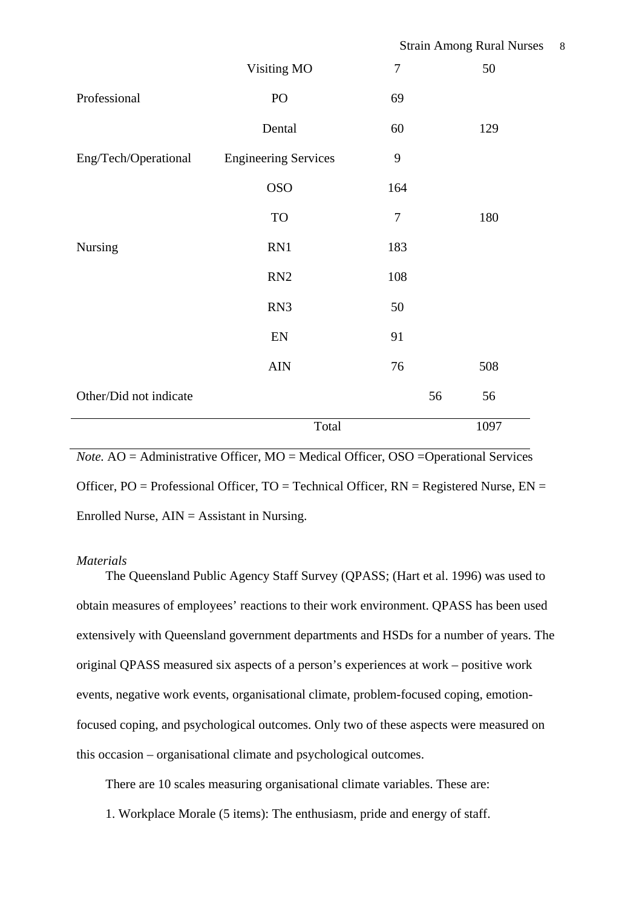| | | | | |
|---|---|---|---|---|
| | Visiting MO | 7 | | 50 |
| Professional | PO | 69 | | |
| | Dental | 60 | | 129 |
| Eng/Tech/Operational | Engineering Services | 9 | | |
| | OSO | 164 | | |
| | TO | 7 | | 180 |
| Nursing | RN1 | 183 | | |
| | RN2 | 108 | | |
| | RN3 | 50 | | |
| | EN | 91 | | |
| | AIN | 76 | | 508 |
| Other/Did not indicate | | | 56 | 56 |
| | Total | | | 1097 |

*Note.* AO = Administrative Officer, MO = Medical Officer, OSO =Operational Services Officer, PO = Professional Officer, TO = Technical Officer, RN = Registered Nurse, EN = Enrolled Nurse, AIN = Assistant in Nursing.

*Materials*

The Queensland Public Agency Staff Survey (QPASS; (Hart et al. 1996) was used to obtain measures of employees' reactions to their work environment. QPASS has been used extensively with Queensland government departments and HSDs for a number of years. The original QPASS measured six aspects of a person's experiences at work – positive work events, negative work events, organisational climate, problem-focused coping, emotion-focused coping, and psychological outcomes. Only two of these aspects were measured on this occasion – organisational climate and psychological outcomes.

There are 10 scales measuring organisational climate variables. These are:

1. Workplace Morale (5 items): The enthusiasm, pride and energy of staff.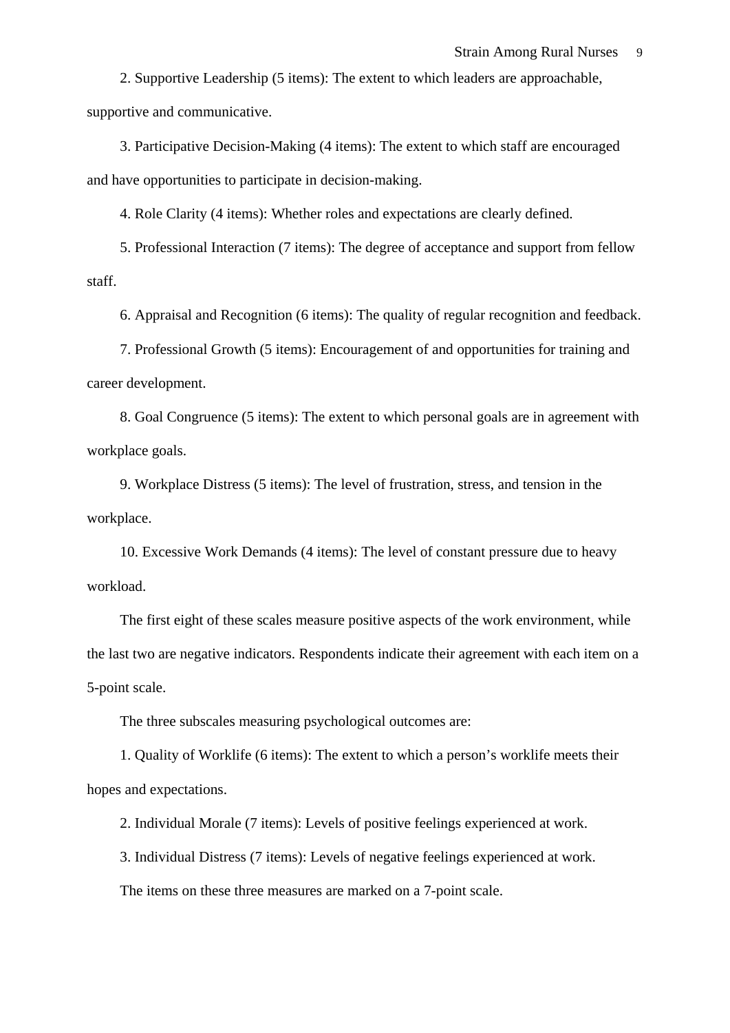2. Supportive Leadership (5 items): The extent to which leaders are approachable, supportive and communicative.

3. Participative Decision-Making (4 items): The extent to which staff are encouraged and have opportunities to participate in decision-making.

4. Role Clarity (4 items): Whether roles and expectations are clearly defined.

5. Professional Interaction (7 items): The degree of acceptance and support from fellow staff.

6. Appraisal and Recognition (6 items): The quality of regular recognition and feedback.

7. Professional Growth (5 items): Encouragement of and opportunities for training and career development.

8. Goal Congruence (5 items): The extent to which personal goals are in agreement with workplace goals.

9. Workplace Distress (5 items): The level of frustration, stress, and tension in the workplace.

10. Excessive Work Demands (4 items): The level of constant pressure due to heavy workload.

The first eight of these scales measure positive aspects of the work environment, while the last two are negative indicators. Respondents indicate their agreement with each item on a 5-point scale.

The three subscales measuring psychological outcomes are:

1. Quality of Worklife (6 items): The extent to which a person's worklife meets their hopes and expectations.

2. Individual Morale (7 items): Levels of positive feelings experienced at work.

3. Individual Distress (7 items): Levels of negative feelings experienced at work.

The items on these three measures are marked on a 7-point scale.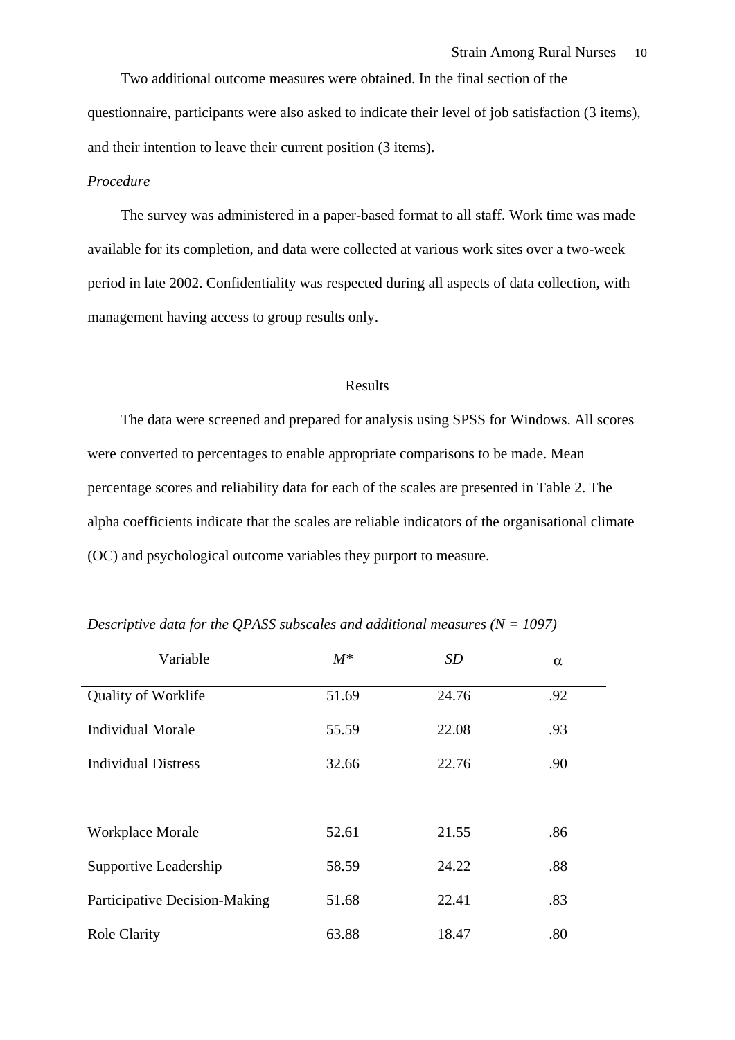Two additional outcome measures were obtained. In the final section of the questionnaire, participants were also asked to indicate their level of job satisfaction (3 items), and their intention to leave their current position (3 items).

*Procedure*

The survey was administered in a paper-based format to all staff. Work time was made available for its completion, and data were collected at various work sites over a two-week period in late 2002. Confidentiality was respected during all aspects of data collection, with management having access to group results only.

## Results

The data were screened and prepared for analysis using SPSS for Windows. All scores were converted to percentages to enable appropriate comparisons to be made. Mean percentage scores and reliability data for each of the scales are presented in Table 2. The alpha coefficients indicate that the scales are reliable indicators of the organisational climate (OC) and psychological outcome variables they purport to measure.

*Descriptive data for the QPASS subscales and additional measures (N = 1097)*

| Variable | *M\** | *SD* | α |
|---|---|---|---|
| Quality of Worklife | 51.69 | 24.76 | .92 |
| Individual Morale | 55.59 | 22.08 | .93 |
| Individual Distress | 32.66 | 22.76 | .90 |
| | | | |
| Workplace Morale | 52.61 | 21.55 | .86 |
| Supportive Leadership | 58.59 | 24.22 | .88 |
| Participative Decision-Making | 51.68 | 22.41 | .83 |
| Role Clarity | 63.88 | 18.47 | .80 |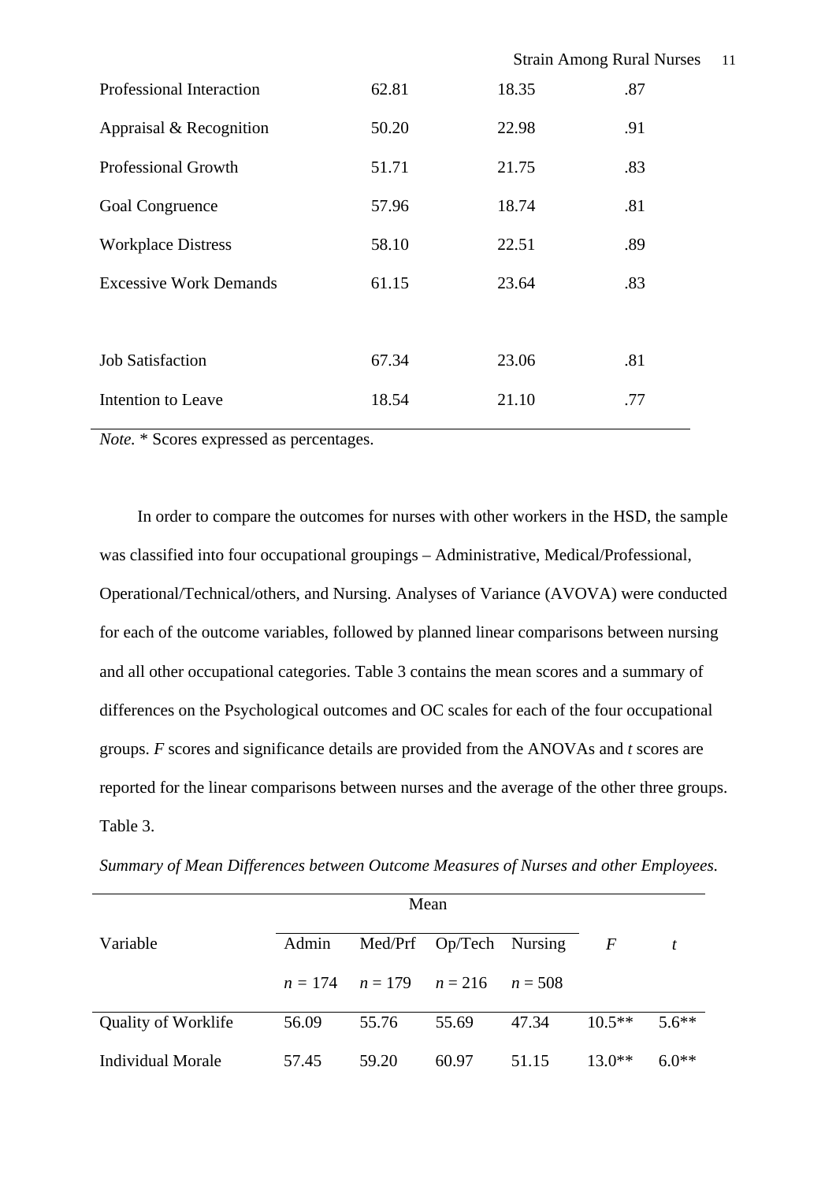| | | | |
|---|---|---|---|
| Professional Interaction | 62.81 | 18.35 | .87 |
| Appraisal & Recognition | 50.20 | 22.98 | .91 |
| Professional Growth | 51.71 | 21.75 | .83 |
| Goal Congruence | 57.96 | 18.74 | .81 |
| Workplace Distress | 58.10 | 22.51 | .89 |
| Excessive Work Demands | 61.15 | 23.64 | .83 |
| | | | |
| Job Satisfaction | 67.34 | 23.06 | .81 |
| Intention to Leave | 18.54 | 21.10 | .77 |

*Note.* * Scores expressed as percentages.

In order to compare the outcomes for nurses with other workers in the HSD, the sample was classified into four occupational groupings – Administrative, Medical/Professional, Operational/Technical/others, and Nursing. Analyses of Variance (AVOVA) were conducted for each of the outcome variables, followed by planned linear comparisons between nursing and all other occupational categories. Table 3 contains the mean scores and a summary of differences on the Psychological outcomes and OC scales for each of the four occupational groups. *F* scores and significance details are provided from the ANOVAs and *t* scores are reported for the linear comparisons between nurses and the average of the other three groups.

Table 3.

*Summary of Mean Differences between Outcome Measures of Nurses and other Employees.*

| | Mean | | | | | |
|---|---|---|---|---|---|---|
| Variable | Admin | Med/Prf | Op/Tech | Nursing | *F* | *t* |
| | *n* = 174 | *n* = 179 | *n* = 216 | *n* = 508 | | |
| Quality of Worklife | 56.09 | 55.76 | 55.69 | 47.34 | 10.5** | 5.6** |
| Individual Morale | 57.45 | 59.20 | 60.97 | 51.15 | 13.0** | 6.0** |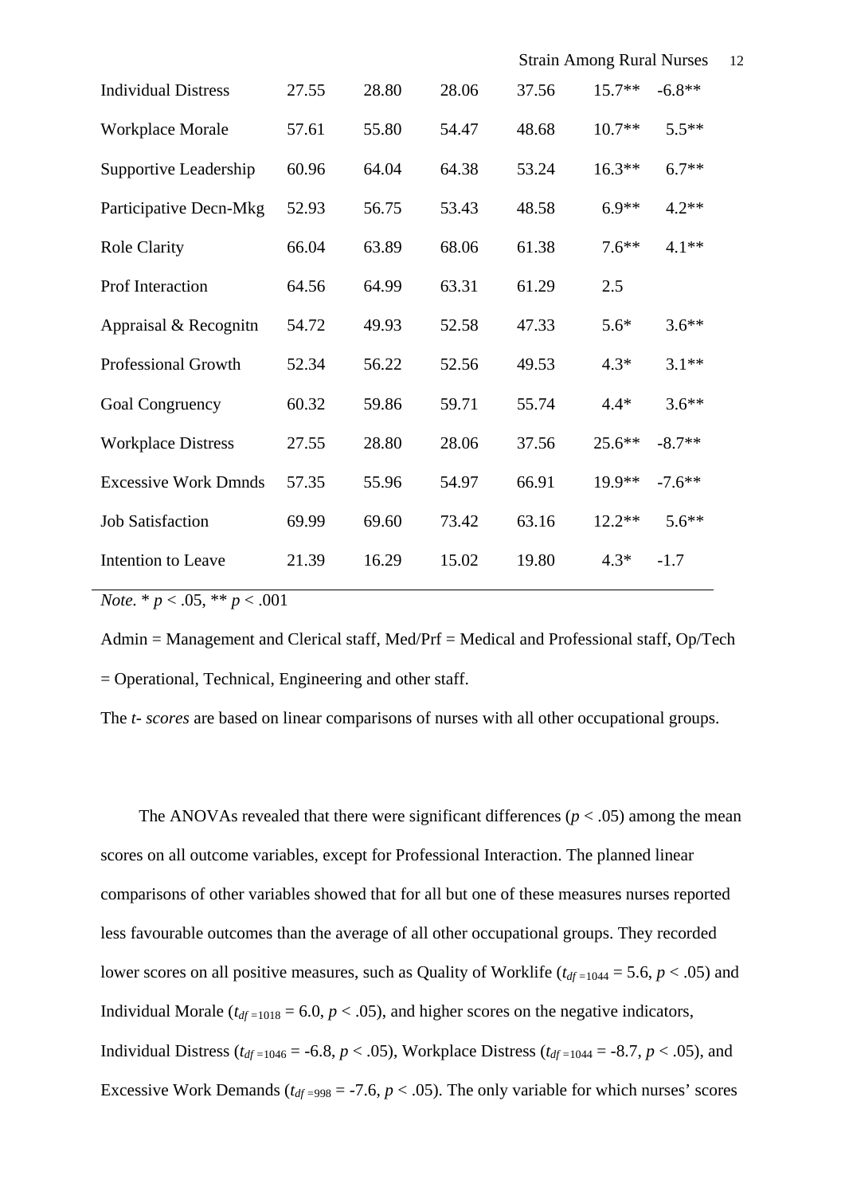| | | | | | | |
|---|---|---|---|---|---|---|
| Individual Distress | 27.55 | 28.80 | 28.06 | 37.56 | 15.7** | -6.8** |
| Workplace Morale | 57.61 | 55.80 | 54.47 | 48.68 | 10.7** | 5.5** |
| Supportive Leadership | 60.96 | 64.04 | 64.38 | 53.24 | 16.3** | 6.7** |
| Participative Decn-Mkg | 52.93 | 56.75 | 53.43 | 48.58 | 6.9** | 4.2** |
| Role Clarity | 66.04 | 63.89 | 68.06 | 61.38 | 7.6** | 4.1** |
| Prof Interaction | 64.56 | 64.99 | 63.31 | 61.29 | 2.5 | |
| Appraisal & Recognitn | 54.72 | 49.93 | 52.58 | 47.33 | 5.6* | 3.6** |
| Professional Growth | 52.34 | 56.22 | 52.56 | 49.53 | 4.3* | 3.1** |
| Goal Congruency | 60.32 | 59.86 | 59.71 | 55.74 | 4.4* | 3.6** |
| Workplace Distress | 27.55 | 28.80 | 28.06 | 37.56 | 25.6** | -8.7** |
| Excessive Work Dmnds | 57.35 | 55.96 | 54.97 | 66.91 | 19.9** | -7.6** |
| Job Satisfaction | 69.99 | 69.60 | 73.42 | 63.16 | 12.2** | 5.6** |
| Intention to Leave | 21.39 | 16.29 | 15.02 | 19.80 | 4.3* | -1.7 |

*Note*. * $p < .05$, ** $p < .001$

Admin = Management and Clerical staff, Med/Prf = Medical and Professional staff, Op/Tech = Operational, Technical, Engineering and other staff.

The *t- scores* are based on linear comparisons of nurses with all other occupational groups.

The ANOVAs revealed that there were significant differences ($p < .05$) among the mean scores on all outcome variables, except for Professional Interaction. The planned linear comparisons of other variables showed that for all but one of these measures nurses reported less favourable outcomes than the average of all other occupational groups. They recorded lower scores on all positive measures, such as Quality of Worklife ($t_{df=1044} = 5.6$, $p < .05$) and Individual Morale ($t_{df=1018} = 6.0$, $p < .05$), and higher scores on the negative indicators, Individual Distress ($t_{df=1046} = -6.8$, $p < .05$), Workplace Distress ($t_{df=1044} = -8.7$, $p < .05$), and Excessive Work Demands ($t_{df=998} = -7.6$, $p < .05$). The only variable for which nurses' scores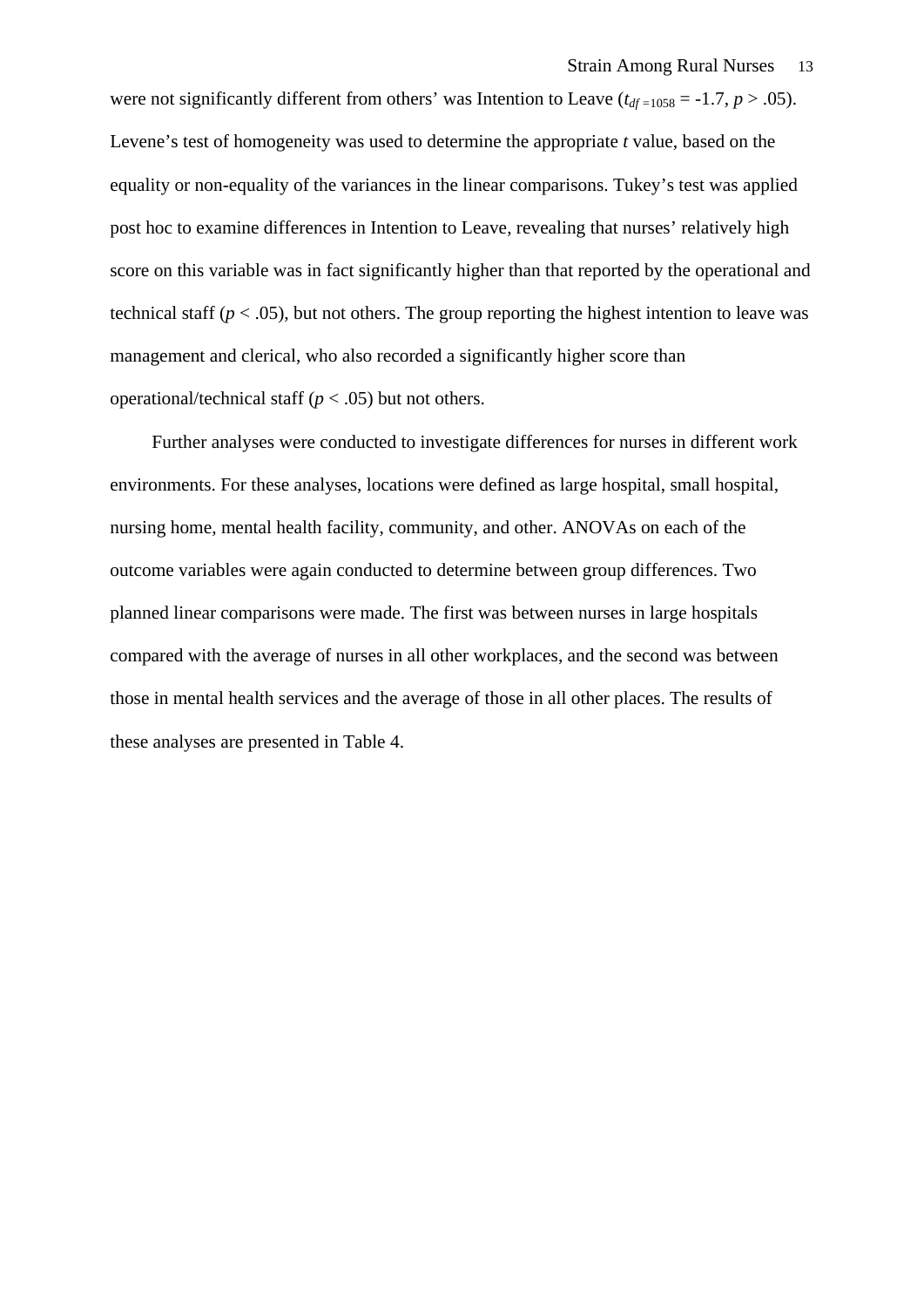were not significantly different from others' was Intention to Leave ($t_{df=1058} = -1.7$, $p > .05$). Levene's test of homogeneity was used to determine the appropriate *t* value, based on the equality or non-equality of the variances in the linear comparisons. Tukey's test was applied post hoc to examine differences in Intention to Leave, revealing that nurses' relatively high score on this variable was in fact significantly higher than that reported by the operational and technical staff ($p < .05$), but not others. The group reporting the highest intention to leave was management and clerical, who also recorded a significantly higher score than operational/technical staff ($p < .05$) but not others.

Further analyses were conducted to investigate differences for nurses in different work environments. For these analyses, locations were defined as large hospital, small hospital, nursing home, mental health facility, community, and other. ANOVAs on each of the outcome variables were again conducted to determine between group differences. Two planned linear comparisons were made. The first was between nurses in large hospitals compared with the average of nurses in all other workplaces, and the second was between those in mental health services and the average of those in all other places. The results of these analyses are presented in Table 4.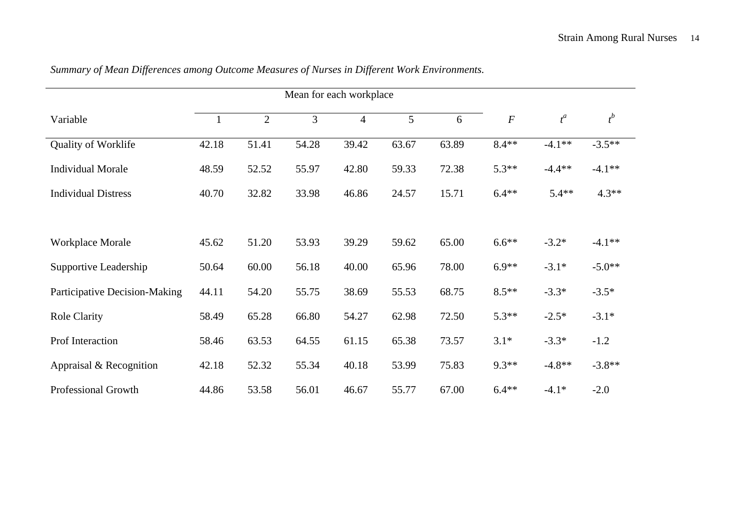*Summary of Mean Differences among Outcome Measures of Nurses in Different Work Environments.*

| Variable | Mean for each workplace | | | | | | $F$ | $t^a$ | $t^b$ |
|---|---|---|---|---|---|---|---|---|---|
| | 1 | 2 | 3 | 4 | 5 | 6 | | | |
| Quality of Worklife | 42.18 | 51.41 | 54.28 | 39.42 | 63.67 | 63.89 | 8.4** | -4.1** | -3.5** |
| Individual Morale | 48.59 | 52.52 | 55.97 | 42.80 | 59.33 | 72.38 | 5.3** | -4.4** | -4.1** |
| Individual Distress | 40.70 | 32.82 | 33.98 | 46.86 | 24.57 | 15.71 | 6.4** | 5.4** | 4.3** |
| Workplace Morale | 45.62 | 51.20 | 53.93 | 39.29 | 59.62 | 65.00 | 6.6** | -3.2* | -4.1** |
| Supportive Leadership | 50.64 | 60.00 | 56.18 | 40.00 | 65.96 | 78.00 | 6.9** | -3.1* | -5.0** |
| Participative Decision-Making | 44.11 | 54.20 | 55.75 | 38.69 | 55.53 | 68.75 | 8.5** | -3.3* | -3.5* |
| Role Clarity | 58.49 | 65.28 | 66.80 | 54.27 | 62.98 | 72.50 | 5.3** | -2.5* | -3.1* |
| Prof Interaction | 58.46 | 63.53 | 64.55 | 61.15 | 65.38 | 73.57 | 3.1* | -3.3* | -1.2 |
| Appraisal & Recognition | 42.18 | 52.32 | 55.34 | 40.18 | 53.99 | 75.83 | 9.3** | -4.8** | -3.8** |
| Professional Growth | 44.86 | 53.58 | 56.01 | 46.67 | 55.77 | 67.00 | 6.4** | -4.1* | -2.0 |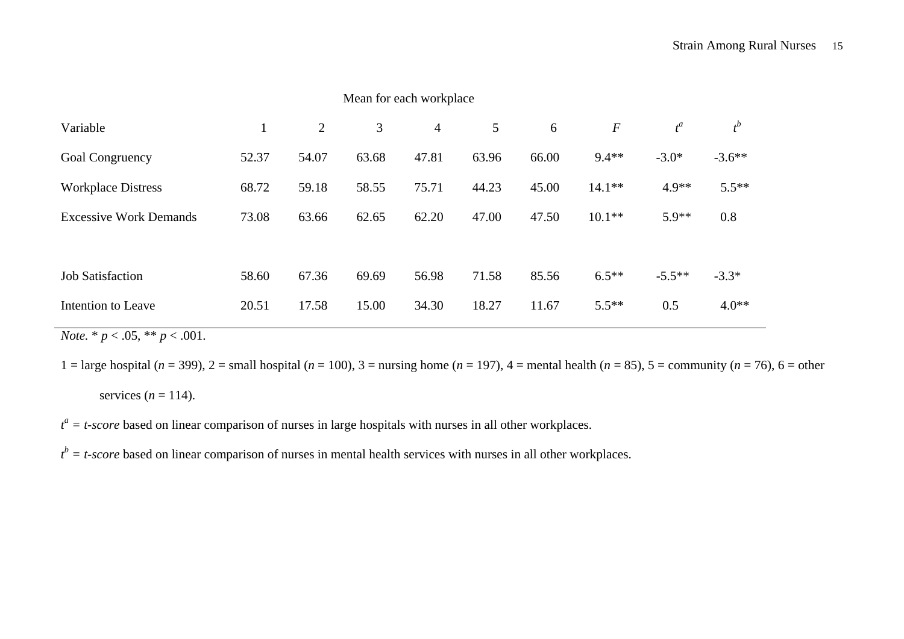| | Mean for each workplace | | | | | | | | |
|---|---|---|---|---|---|---|---|---|---|
| Variable | 1 | 2 | 3 | 4 | 5 | 6 | *F* | $t^a$ | $t^b$ |
| Goal Congruency | 52.37 | 54.07 | 63.68 | 47.81 | 63.96 | 66.00 | 9.4** | -3.0* | -3.6** |
| Workplace Distress | 68.72 | 59.18 | 58.55 | 75.71 | 44.23 | 45.00 | 14.1** | 4.9** | 5.5** |
| Excessive Work Demands | 73.08 | 63.66 | 62.65 | 62.20 | 47.00 | 47.50 | 10.1** | 5.9** | 0.8 |
| | | | | | | | | | |
| Job Satisfaction | 58.60 | 67.36 | 69.69 | 56.98 | 71.58 | 85.56 | 6.5** | -5.5** | -3.3* |
| Intention to Leave | 20.51 | 17.58 | 15.00 | 34.30 | 18.27 | 11.67 | 5.5** | 0.5 | 4.0** |

*Note*. * $p < .05$, ** $p < .001$.

1 = large hospital ($n = 399$), 2 = small hospital ($n = 100$), 3 = nursing home ($n = 197$), 4 = mental health ($n = 85$), 5 = community ($n = 76$), 6 = other services ($n = 114$).

$t^a$ = *t-score* based on linear comparison of nurses in large hospitals with nurses in all other workplaces.

$t^b$ = *t-score* based on linear comparison of nurses in mental health services with nurses in all other workplaces.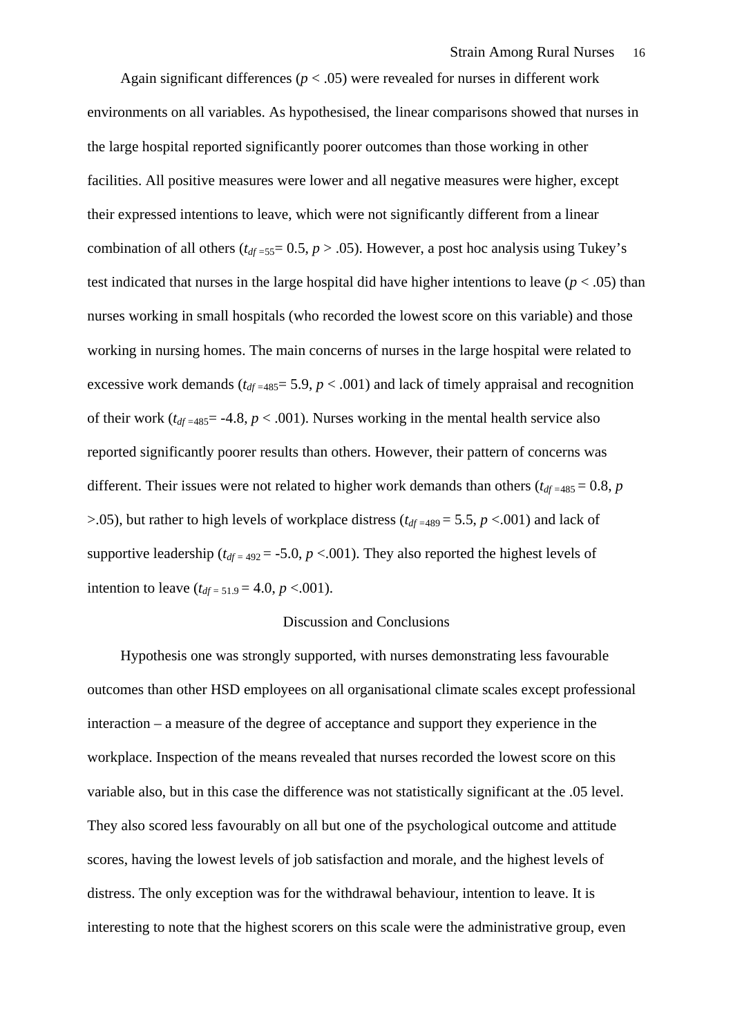Again significant differences ($p < .05$) were revealed for nurses in different work environments on all variables. As hypothesised, the linear comparisons showed that nurses in the large hospital reported significantly poorer outcomes than those working in other facilities. All positive measures were lower and all negative measures were higher, except their expressed intentions to leave, which were not significantly different from a linear combination of all others ($t_{df=55} = 0.5$, $p > .05$). However, a post hoc analysis using Tukey's test indicated that nurses in the large hospital did have higher intentions to leave ($p < .05$) than nurses working in small hospitals (who recorded the lowest score on this variable) and those working in nursing homes. The main concerns of nurses in the large hospital were related to excessive work demands ($t_{df=485} = 5.9$, $p < .001$) and lack of timely appraisal and recognition of their work ($t_{df=485} = -4.8$, $p < .001$). Nurses working in the mental health service also reported significantly poorer results than others. However, their pattern of concerns was different. Their issues were not related to higher work demands than others ($t_{df=485} = 0.8$, $p > .05$), but rather to high levels of workplace distress ($t_{df=489} = 5.5$, $p < .001$) and lack of supportive leadership ($t_{df=492} = -5.0$, $p < .001$). They also reported the highest levels of intention to leave ($t_{df=51.9} = 4.0$, $p < .001$).

## Discussion and Conclusions

Hypothesis one was strongly supported, with nurses demonstrating less favourable outcomes than other HSD employees on all organisational climate scales except professional interaction – a measure of the degree of acceptance and support they experience in the workplace. Inspection of the means revealed that nurses recorded the lowest score on this variable also, but in this case the difference was not statistically significant at the .05 level. They also scored less favourably on all but one of the psychological outcome and attitude scores, having the lowest levels of job satisfaction and morale, and the highest levels of distress. The only exception was for the withdrawal behaviour, intention to leave. It is interesting to note that the highest scorers on this scale were the administrative group, even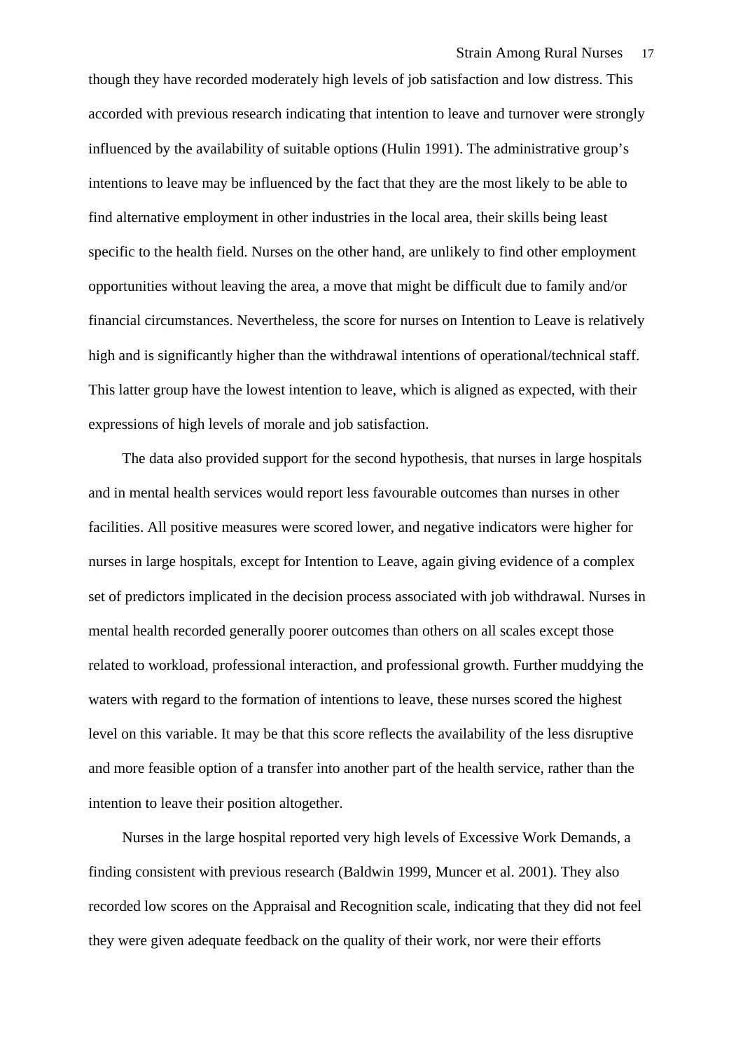though they have recorded moderately high levels of job satisfaction and low distress. This accorded with previous research indicating that intention to leave and turnover were strongly influenced by the availability of suitable options (Hulin 1991). The administrative group's intentions to leave may be influenced by the fact that they are the most likely to be able to find alternative employment in other industries in the local area, their skills being least specific to the health field. Nurses on the other hand, are unlikely to find other employment opportunities without leaving the area, a move that might be difficult due to family and/or financial circumstances. Nevertheless, the score for nurses on Intention to Leave is relatively high and is significantly higher than the withdrawal intentions of operational/technical staff. This latter group have the lowest intention to leave, which is aligned as expected, with their expressions of high levels of morale and job satisfaction.

The data also provided support for the second hypothesis, that nurses in large hospitals and in mental health services would report less favourable outcomes than nurses in other facilities. All positive measures were scored lower, and negative indicators were higher for nurses in large hospitals, except for Intention to Leave, again giving evidence of a complex set of predictors implicated in the decision process associated with job withdrawal. Nurses in mental health recorded generally poorer outcomes than others on all scales except those related to workload, professional interaction, and professional growth. Further muddying the waters with regard to the formation of intentions to leave, these nurses scored the highest level on this variable. It may be that this score reflects the availability of the less disruptive and more feasible option of a transfer into another part of the health service, rather than the intention to leave their position altogether.

Nurses in the large hospital reported very high levels of Excessive Work Demands, a finding consistent with previous research (Baldwin 1999, Muncer et al. 2001). They also recorded low scores on the Appraisal and Recognition scale, indicating that they did not feel they were given adequate feedback on the quality of their work, nor were their efforts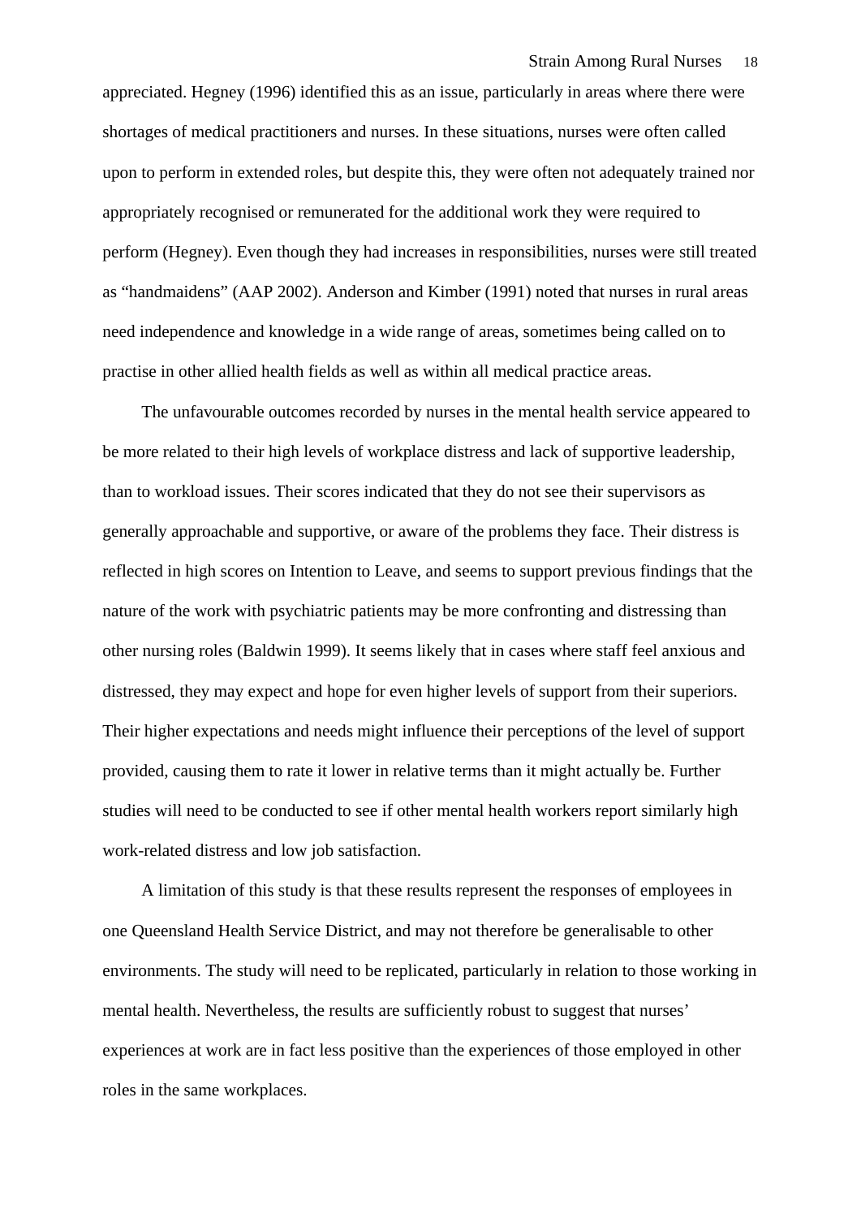appreciated. Hegney (1996) identified this as an issue, particularly in areas where there were shortages of medical practitioners and nurses. In these situations, nurses were often called upon to perform in extended roles, but despite this, they were often not adequately trained nor appropriately recognised or remunerated for the additional work they were required to perform (Hegney). Even though they had increases in responsibilities, nurses were still treated as "handmaidens" (AAP 2002). Anderson and Kimber (1991) noted that nurses in rural areas need independence and knowledge in a wide range of areas, sometimes being called on to practise in other allied health fields as well as within all medical practice areas.

The unfavourable outcomes recorded by nurses in the mental health service appeared to be more related to their high levels of workplace distress and lack of supportive leadership, than to workload issues. Their scores indicated that they do not see their supervisors as generally approachable and supportive, or aware of the problems they face. Their distress is reflected in high scores on Intention to Leave, and seems to support previous findings that the nature of the work with psychiatric patients may be more confronting and distressing than other nursing roles (Baldwin 1999). It seems likely that in cases where staff feel anxious and distressed, they may expect and hope for even higher levels of support from their superiors. Their higher expectations and needs might influence their perceptions of the level of support provided, causing them to rate it lower in relative terms than it might actually be. Further studies will need to be conducted to see if other mental health workers report similarly high work-related distress and low job satisfaction.

A limitation of this study is that these results represent the responses of employees in one Queensland Health Service District, and may not therefore be generalisable to other environments. The study will need to be replicated, particularly in relation to those working in mental health. Nevertheless, the results are sufficiently robust to suggest that nurses' experiences at work are in fact less positive than the experiences of those employed in other roles in the same workplaces.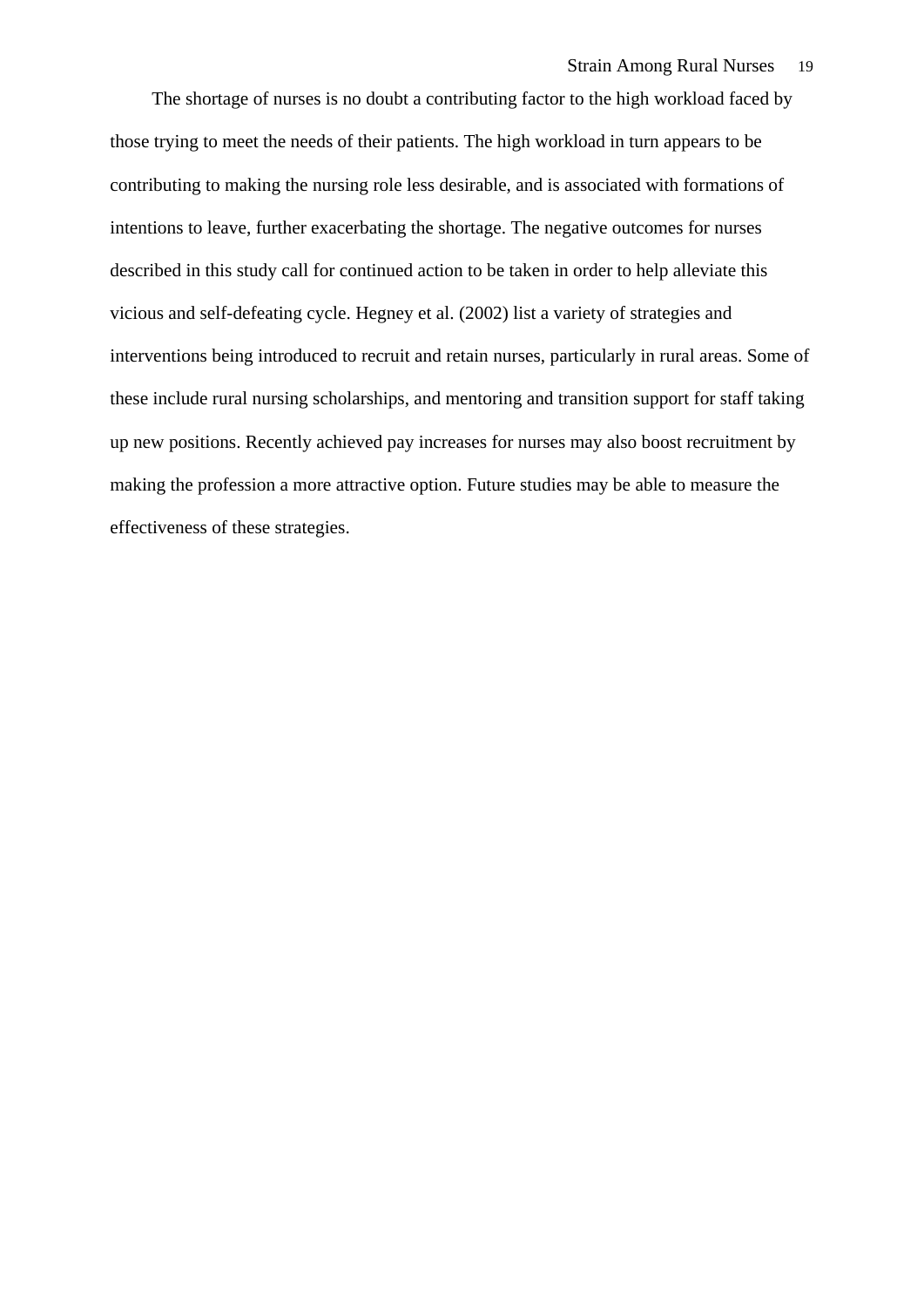The shortage of nurses is no doubt a contributing factor to the high workload faced by those trying to meet the needs of their patients. The high workload in turn appears to be contributing to making the nursing role less desirable, and is associated with formations of intentions to leave, further exacerbating the shortage. The negative outcomes for nurses described in this study call for continued action to be taken in order to help alleviate this vicious and self-defeating cycle. Hegney et al. (2002) list a variety of strategies and interventions being introduced to recruit and retain nurses, particularly in rural areas. Some of these include rural nursing scholarships, and mentoring and transition support for staff taking up new positions. Recently achieved pay increases for nurses may also boost recruitment by making the profession a more attractive option. Future studies may be able to measure the effectiveness of these strategies.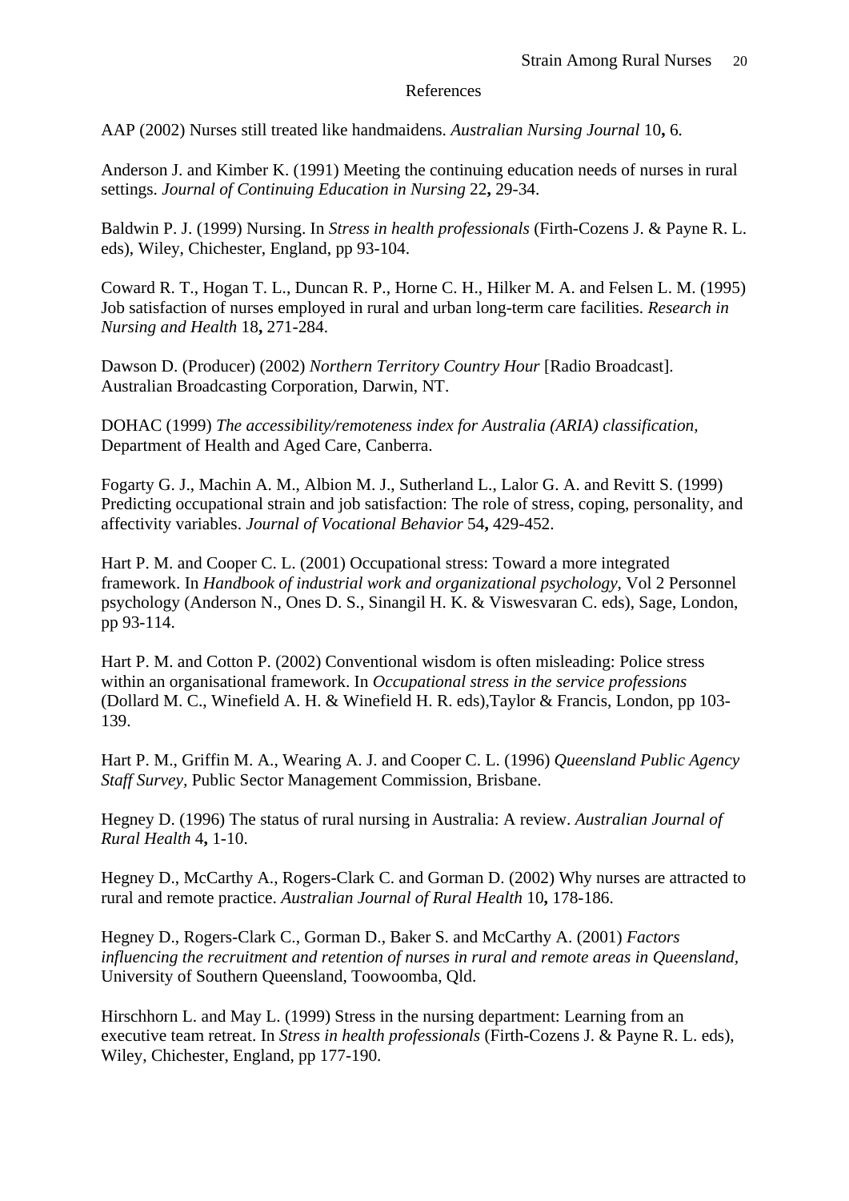## References

AAP (2002) Nurses still treated like handmaidens. *Australian Nursing Journal* 10**,** 6.

Anderson J. and Kimber K. (1991) Meeting the continuing education needs of nurses in rural settings. *Journal of Continuing Education in Nursing* 22**,** 29-34.

Baldwin P. J. (1999) Nursing. In *Stress in health professionals* (Firth-Cozens J. & Payne R. L. eds), Wiley, Chichester, England, pp 93-104.

Coward R. T., Hogan T. L., Duncan R. P., Horne C. H., Hilker M. A. and Felsen L. M. (1995) Job satisfaction of nurses employed in rural and urban long-term care facilities. *Research in Nursing and Health* 18**,** 271-284.

Dawson D. (Producer) (2002) *Northern Territory Country Hour* [Radio Broadcast]. Australian Broadcasting Corporation, Darwin, NT.

DOHAC (1999) *The accessibility/remoteness index for Australia (ARIA) classification,* Department of Health and Aged Care, Canberra.

Fogarty G. J., Machin A. M., Albion M. J., Sutherland L., Lalor G. A. and Revitt S. (1999) Predicting occupational strain and job satisfaction: The role of stress, coping, personality, and affectivity variables. *Journal of Vocational Behavior* 54**,** 429-452.

Hart P. M. and Cooper C. L. (2001) Occupational stress: Toward a more integrated framework. In *Handbook of industrial work and organizational psychology,* Vol 2 Personnel psychology (Anderson N., Ones D. S., Sinangil H. K. & Viswesvaran C. eds), Sage, London, pp 93-114.

Hart P. M. and Cotton P. (2002) Conventional wisdom is often misleading: Police stress within an organisational framework. In *Occupational stress in the service professions* (Dollard M. C., Winefield A. H. & Winefield H. R. eds),Taylor & Francis, London, pp 103-139.

Hart P. M., Griffin M. A., Wearing A. J. and Cooper C. L. (1996) *Queensland Public Agency Staff Survey,* Public Sector Management Commission, Brisbane.

Hegney D. (1996) The status of rural nursing in Australia: A review. *Australian Journal of Rural Health* 4**,** 1-10.

Hegney D., McCarthy A., Rogers-Clark C. and Gorman D. (2002) Why nurses are attracted to rural and remote practice. *Australian Journal of Rural Health* 10**,** 178-186.

Hegney D., Rogers-Clark C., Gorman D., Baker S. and McCarthy A. (2001) *Factors influencing the recruitment and retention of nurses in rural and remote areas in Queensland,* University of Southern Queensland, Toowoomba, Qld.

Hirschhorn L. and May L. (1999) Stress in the nursing department: Learning from an executive team retreat. In *Stress in health professionals* (Firth-Cozens J. & Payne R. L. eds), Wiley, Chichester, England, pp 177-190.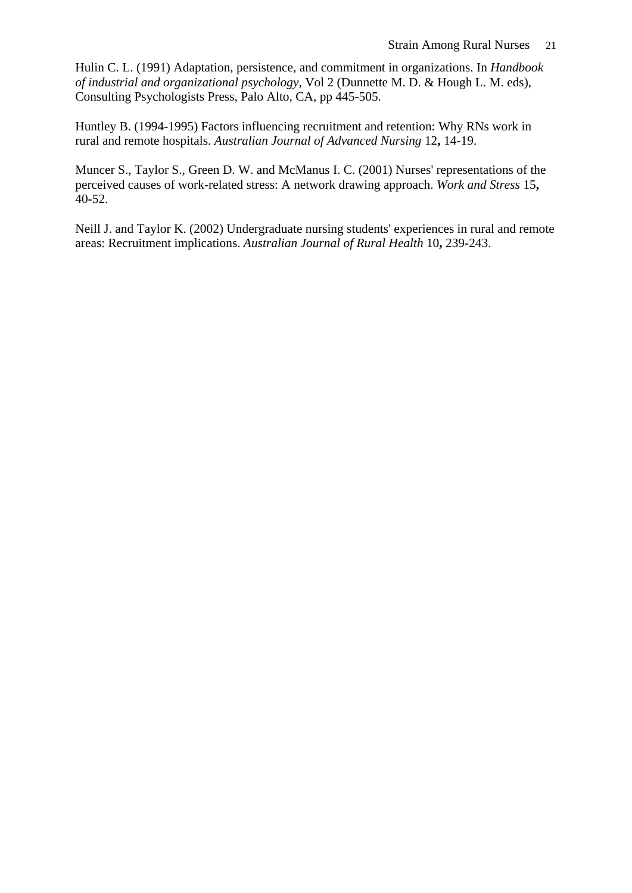Hulin C. L. (1991) Adaptation, persistence, and commitment in organizations. In *Handbook of industrial and organizational psychology*, Vol 2 (Dunnette M. D. & Hough L. M. eds), Consulting Psychologists Press, Palo Alto, CA, pp 445-505.

Huntley B. (1994-1995) Factors influencing recruitment and retention: Why RNs work in rural and remote hospitals. *Australian Journal of Advanced Nursing* 12**,** 14-19.

Muncer S., Taylor S., Green D. W. and McManus I. C. (2001) Nurses' representations of the perceived causes of work-related stress: A network drawing approach. *Work and Stress* 15**,** 40-52.

Neill J. and Taylor K. (2002) Undergraduate nursing students' experiences in rural and remote areas: Recruitment implications. *Australian Journal of Rural Health* 10**,** 239-243.